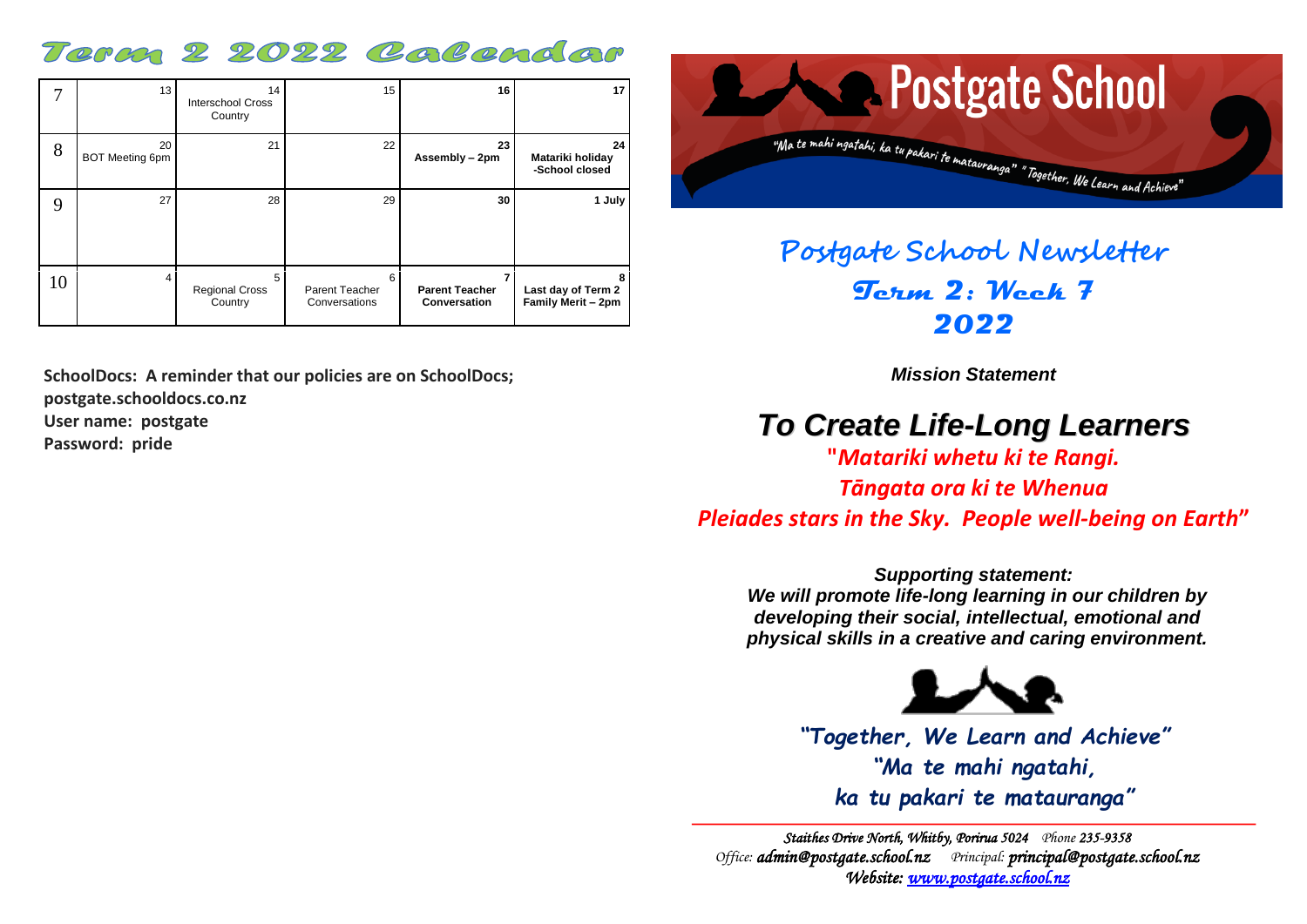# Term 2 2022 Calendar

| Week | Mon | Tue | Wed | Thu | Fri |
|---|---|---|---|---|---|
| 7 | 13 | 14 Interschool Cross Country | 15 | **16** | **17** |
| 8 | 20 BOT Meeting 6pm | 21 | 22 | **23 Assembly – 2pm** | **24 Matariki holiday -School closed** |
| 9 | 27 | 28 | 29 | **30** | **1 July** |
| 10 | 4 | 5 Regional Cross Country | 6 Parent Teacher Conversations | **7 Parent Teacher Conversation** | **8 Last day of Term 2 Family Merit – 2pm** |

**SchoolDocs: A reminder that our policies are on SchoolDocs;**
**postgate.schooldocs.co.nz**
**User name: postgate**
**Password: pride**

# Postgate School

"Ma te mahi ngatahi, ka tu pakari te matauranga" "Together, We Learn and Achieve"

## Postgate School Newsletter
## Term 2: Week 7
## 2022

***Mission Statement***

## *To Create Life-Long Learners*

**"*Matariki whetu ki te Rangi.*
*Tāngata ora ki te Whenua*
*Pleiades stars in the Sky. People well-being on Earth*"**

***Supporting statement:***
***We will promote life-long learning in our children by developing their social, intellectual, emotional and physical skills in a creative and caring environment.***

***"Together, We Learn and Achieve"***
***"Ma te mahi ngatahi,***
***ka tu pakari te matauranga"***

*Staithes Drive North, Whitby, Porirua 5024 Phone 235-9358*
*Office: **admin@postgate.school.nz** Principal: **principal@postgate.school.nz***
*Website: [www.postgate.school.nz](http://www.postgate.school.nz)*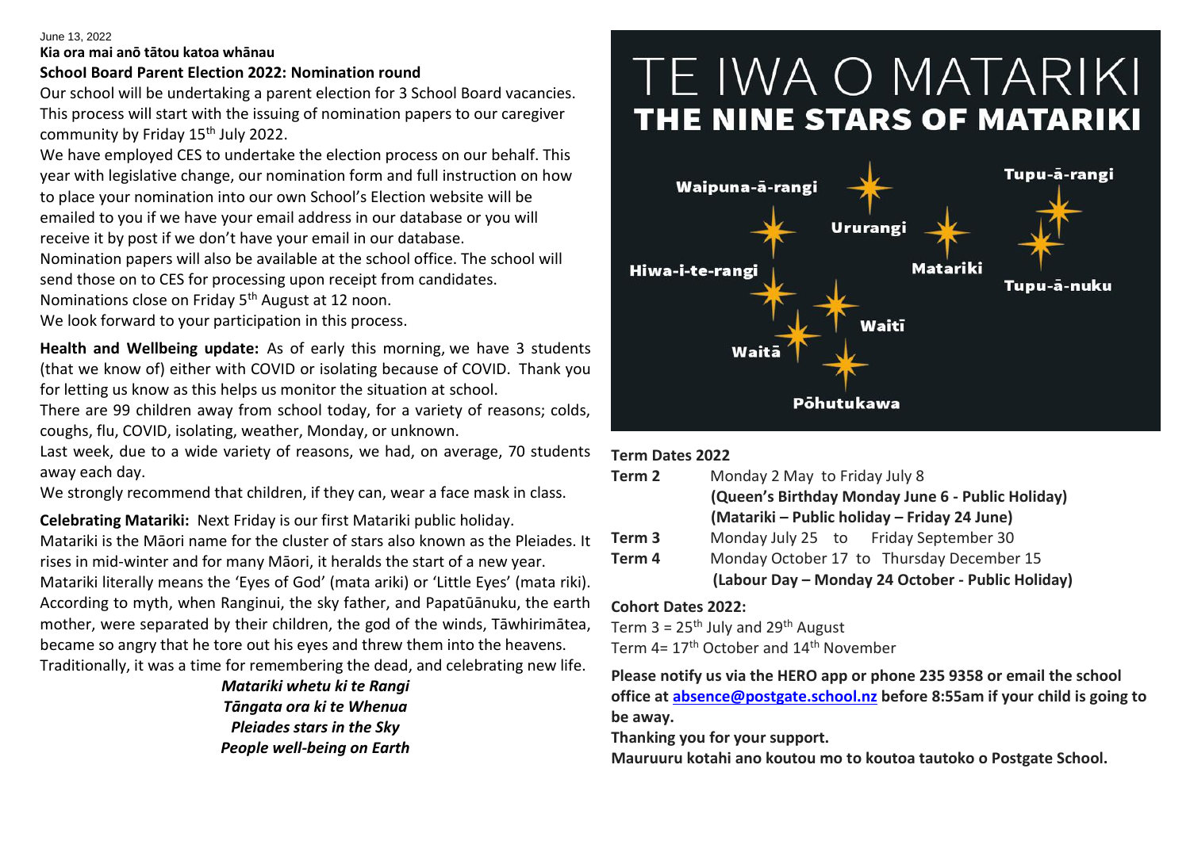June 13, 2022

**Kia ora mai anō tātou katoa whānau**

**School Board Parent Election 2022: Nomination round**

Our school will be undertaking a parent election for 3 School Board vacancies. This process will start with the issuing of nomination papers to our caregiver community by Friday 15th July 2022.

We have employed CES to undertake the election process on our behalf. This year with legislative change, our nomination form and full instruction on how to place your nomination into our own School's Election website will be emailed to you if we have your email address in our database or you will receive it by post if we don't have your email in our database.

Nomination papers will also be available at the school office. The school will send those on to CES for processing upon receipt from candidates.

Nominations close on Friday 5th August at 12 noon.

We look forward to your participation in this process.

**Health and Wellbeing update:** As of early this morning, we have 3 students (that we know of) either with COVID or isolating because of COVID. Thank you for letting us know as this helps us monitor the situation at school.

There are 99 children away from school today, for a variety of reasons; colds, coughs, flu, COVID, isolating, weather, Monday, or unknown.

Last week, due to a wide variety of reasons, we had, on average, 70 students away each day.

We strongly recommend that children, if they can, wear a face mask in class.

**Celebrating Matariki:** Next Friday is our first Matariki public holiday.

Matariki is the Māori name for the cluster of stars also known as the Pleiades. It rises in mid-winter and for many Māori, it heralds the start of a new year.

Matariki literally means the 'Eyes of God' (mata ariki) or 'Little Eyes' (mata riki). According to myth, when Ranginui, the sky father, and Papatūānuku, the earth mother, were separated by their children, the god of the winds, Tāwhirimātea, became so angry that he tore out his eyes and threw them into the heavens.

Traditionally, it was a time for remembering the dead, and celebrating new life.

***Matariki whetu ki te Rangi***
***Tāngata ora ki te Whenua***
***Pleiades stars in the Sky***
***People well-being on Earth***

TE IWA O MATARIKI
**THE NINE STARS OF MATARIKI**

Waipuna-ā-rangi
Tupu-ā-rangi
Ururangi
Hiwa-i-te-rangi
Matariki
Tupu-ā-nuku
Waitī
Waitā
Pōhutukawa

**Term Dates 2022**

| | |
|---|---|
| **Term 2** | Monday 2 May to Friday July 8 |
| | **(Queen's Birthday Monday June 6 - Public Holiday)** |
| | **(Matariki – Public holiday – Friday 24 June)** |
| **Term 3** | Monday July 25 to Friday September 30 |
| **Term 4** | Monday October 17 to Thursday December 15 |
| | **(Labour Day – Monday 24 October - Public Holiday)** |

**Cohort Dates 2022:**

Term 3 = 25th July and 29th August
Term 4= 17th October and 14th November

**Please notify us via the HERO app or phone 235 9358 or email the school office at absence@postgate.school.nz before 8:55am if your child is going to be away.**

**Thanking you for your support.**

**Mauruuru kotahi ano koutou mo to koutoa tautoko o Postgate School.**